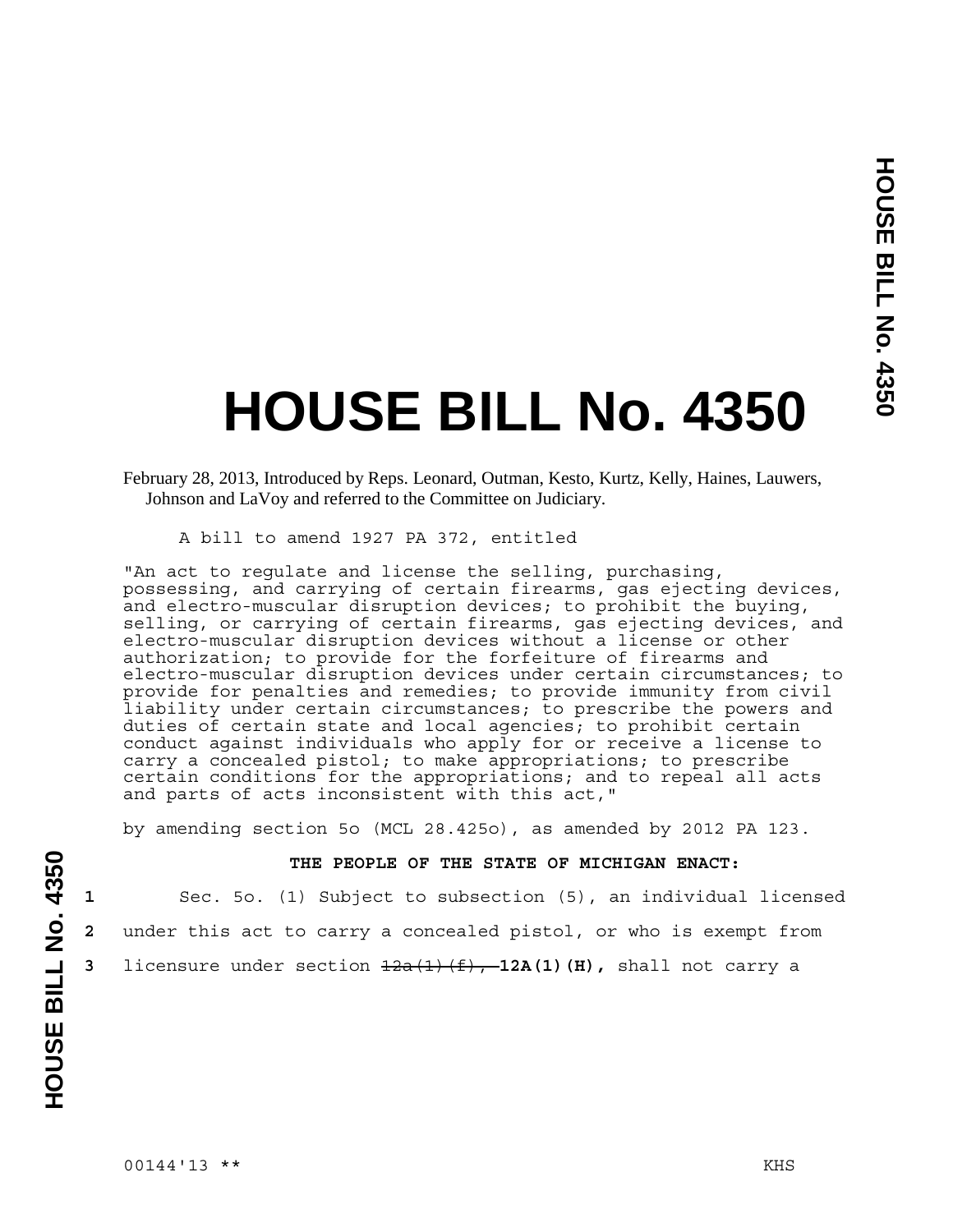# HOUSE BILL No. 4350

February 28, 2013, Introduced by Reps. Leonard, Outman, Kesto, Kurtz, Kelly, Haines, Lauwers, Johnson and LaVoy and referred to the Committee on Judiciary.

A bill to amend 1927 PA 372, entitled

"An act to regulate and license the selling, purchasing, possessing, and carrying of certain firearms, gas ejecting devices, and electro-muscular disruption devices; to prohibit the buying, selling, or carrying of certain firearms, gas ejecting devices, and electro-muscular disruption devices without a license or other authorization; to provide for the forfeiture of firearms and electro-muscular disruption devices under certain circumstances; to provide for penalties and remedies; to provide immunity from civil liability under certain circumstances; to prescribe the powers and duties of certain state and local agencies; to prohibit certain conduct against individuals who apply for or receive a license to carry a concealed pistol; to make appropriations; to prescribe certain conditions for the appropriations; and to repeal all acts and parts of acts inconsistent with this act,"

by amending section 5o (MCL 28.425o), as amended by 2012 PA 123.

**THE PEOPLE OF THE STATE OF MICHIGAN ENACT:**

1 Sec. 5o. (1) Subject to subsection (5), an individual licensed
2 under this act to carry a concealed pistol, or who is exempt from
3 licensure under section ~~12a(1)(f),~~ **12A(1)(H),** shall not carry a

00144'13 ** KHS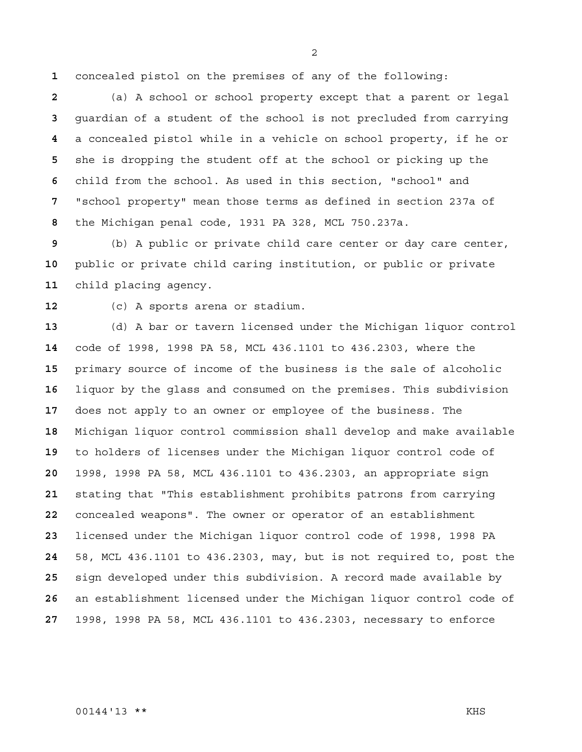concealed pistol on the premises of any of the following:

(a) A school or school property except that a parent or legal guardian of a student of the school is not precluded from carrying a concealed pistol while in a vehicle on school property, if he or she is dropping the student off at the school or picking up the child from the school. As used in this section, "school" and "school property" mean those terms as defined in section 237a of the Michigan penal code, 1931 PA 328, MCL 750.237a.

(b) A public or private child care center or day care center, public or private child caring institution, or public or private child placing agency.

(c) A sports arena or stadium.

(d) A bar or tavern licensed under the Michigan liquor control code of 1998, 1998 PA 58, MCL 436.1101 to 436.2303, where the primary source of income of the business is the sale of alcoholic liquor by the glass and consumed on the premises. This subdivision does not apply to an owner or employee of the business. The Michigan liquor control commission shall develop and make available to holders of licenses under the Michigan liquor control code of 1998, 1998 PA 58, MCL 436.1101 to 436.2303, an appropriate sign stating that "This establishment prohibits patrons from carrying concealed weapons". The owner or operator of an establishment licensed under the Michigan liquor control code of 1998, 1998 PA 58, MCL 436.1101 to 436.2303, may, but is not required to, post the sign developed under this subdivision. A record made available by an establishment licensed under the Michigan liquor control code of 1998, 1998 PA 58, MCL 436.1101 to 436.2303, necessary to enforce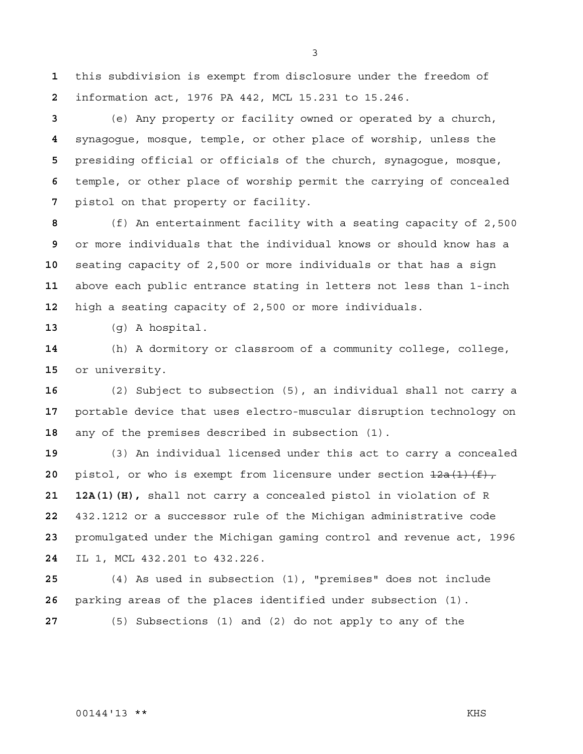this subdivision is exempt from disclosure under the freedom of information act, 1976 PA 442, MCL 15.231 to 15.246.

(e) Any property or facility owned or operated by a church, synagogue, mosque, temple, or other place of worship, unless the presiding official or officials of the church, synagogue, mosque, temple, or other place of worship permit the carrying of concealed pistol on that property or facility.

(f) An entertainment facility with a seating capacity of 2,500 or more individuals that the individual knows or should know has a seating capacity of 2,500 or more individuals or that has a sign above each public entrance stating in letters not less than 1-inch high a seating capacity of 2,500 or more individuals.

(g) A hospital.

(h) A dormitory or classroom of a community college, college, or university.

(2) Subject to subsection (5), an individual shall not carry a portable device that uses electro-muscular disruption technology on any of the premises described in subsection (1).

(3) An individual licensed under this act to carry a concealed pistol, or who is exempt from licensure under section ~~12a(1)(f),~~ **12A(1)(H),** shall not carry a concealed pistol in violation of R 432.1212 or a successor rule of the Michigan administrative code promulgated under the Michigan gaming control and revenue act, 1996 IL 1, MCL 432.201 to 432.226.

(4) As used in subsection (1), "premises" does not include parking areas of the places identified under subsection (1).

(5) Subsections (1) and (2) do not apply to any of the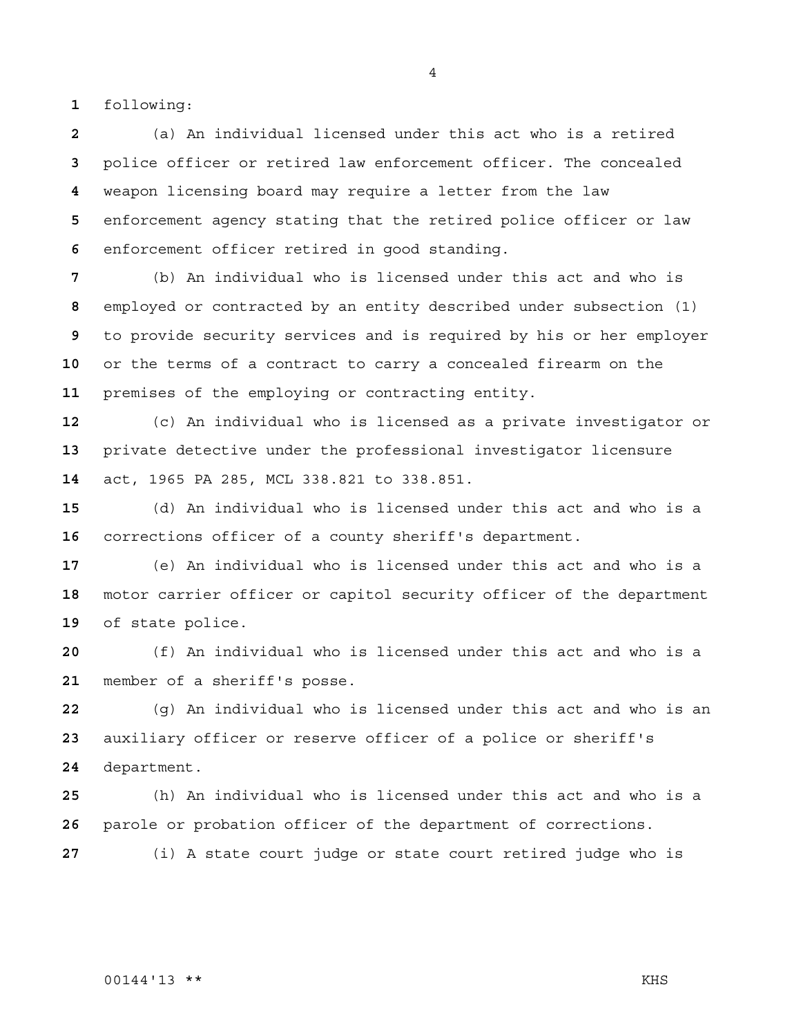following:

(a) An individual licensed under this act who is a retired police officer or retired law enforcement officer. The concealed weapon licensing board may require a letter from the law enforcement agency stating that the retired police officer or law enforcement officer retired in good standing.

(b) An individual who is licensed under this act and who is employed or contracted by an entity described under subsection (1) to provide security services and is required by his or her employer or the terms of a contract to carry a concealed firearm on the premises of the employing or contracting entity.

(c) An individual who is licensed as a private investigator or private detective under the professional investigator licensure act, 1965 PA 285, MCL 338.821 to 338.851.

(d) An individual who is licensed under this act and who is a corrections officer of a county sheriff's department.

(e) An individual who is licensed under this act and who is a motor carrier officer or capitol security officer of the department of state police.

(f) An individual who is licensed under this act and who is a member of a sheriff's posse.

(g) An individual who is licensed under this act and who is an auxiliary officer or reserve officer of a police or sheriff's department.

(h) An individual who is licensed under this act and who is a parole or probation officer of the department of corrections.

(i) A state court judge or state court retired judge who is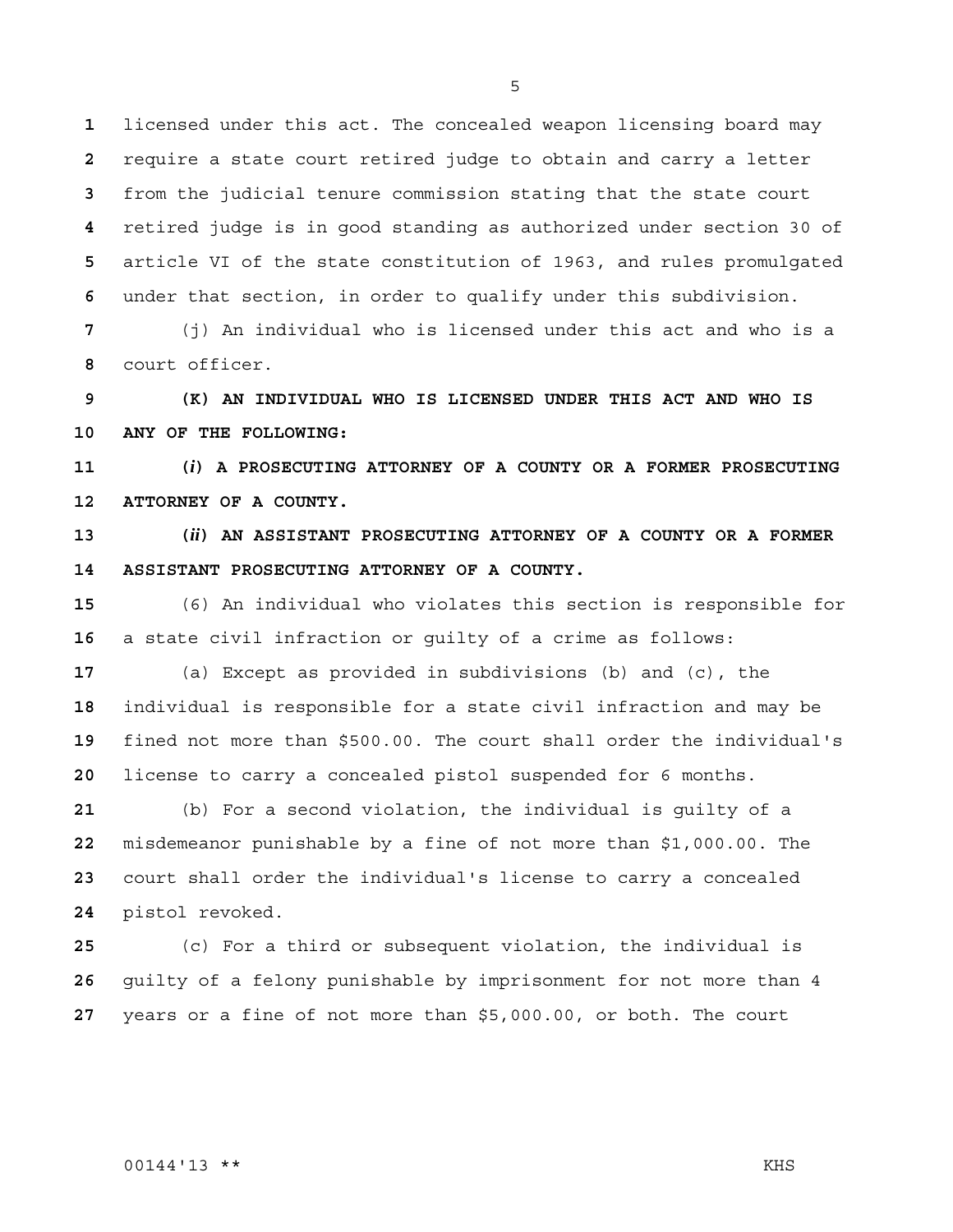licensed under this act. The concealed weapon licensing board may require a state court retired judge to obtain and carry a letter from the judicial tenure commission stating that the state court retired judge is in good standing as authorized under section 30 of article VI of the state constitution of 1963, and rules promulgated under that section, in order to qualify under this subdivision.

(j) An individual who is licensed under this act and who is a court officer.

**(K) AN INDIVIDUAL WHO IS LICENSED UNDER THIS ACT AND WHO IS ANY OF THE FOLLOWING:**

**(*i*) A PROSECUTING ATTORNEY OF A COUNTY OR A FORMER PROSECUTING ATTORNEY OF A COUNTY.**

**(*ii*) AN ASSISTANT PROSECUTING ATTORNEY OF A COUNTY OR A FORMER ASSISTANT PROSECUTING ATTORNEY OF A COUNTY.**

(6) An individual who violates this section is responsible for a state civil infraction or guilty of a crime as follows:

(a) Except as provided in subdivisions (b) and (c), the individual is responsible for a state civil infraction and may be fined not more than $500.00. The court shall order the individual's license to carry a concealed pistol suspended for 6 months.

(b) For a second violation, the individual is guilty of a misdemeanor punishable by a fine of not more than $1,000.00. The court shall order the individual's license to carry a concealed pistol revoked.

(c) For a third or subsequent violation, the individual is guilty of a felony punishable by imprisonment for not more than 4 years or a fine of not more than $5,000.00, or both. The court

00144'13 ** KHS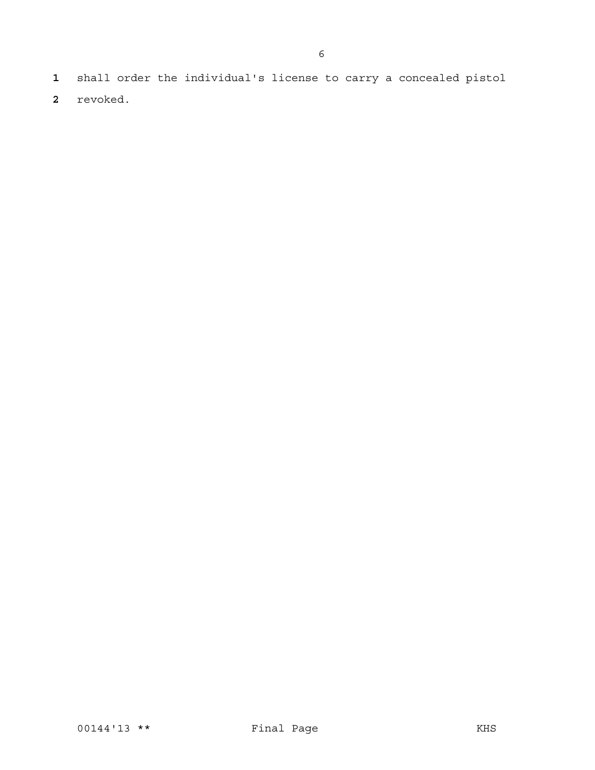shall order the individual's license to carry a concealed pistol
revoked.